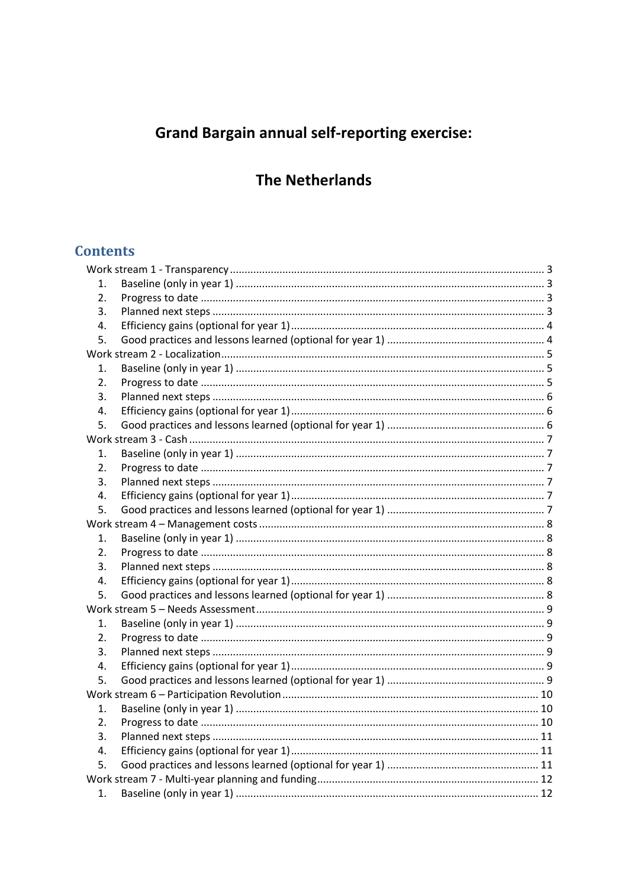# Grand Bargain annual self-reporting exercise:

# The Netherlands

## Contents

- Work stream 1 - Transparency ..... 3
  1. Baseline (only in year 1) ..... 3
  2. Progress to date ..... 3
  3. Planned next steps ..... 3
  4. Efficiency gains (optional for year 1) ..... 4
  5. Good practices and lessons learned (optional for year 1) ..... 4
- Work stream 2 - Localization ..... 5
  1. Baseline (only in year 1) ..... 5
  2. Progress to date ..... 5
  3. Planned next steps ..... 6
  4. Efficiency gains (optional for year 1) ..... 6
  5. Good practices and lessons learned (optional for year 1) ..... 6
- Work stream 3 - Cash ..... 7
  1. Baseline (only in year 1) ..... 7
  2. Progress to date ..... 7
  3. Planned next steps ..... 7
  4. Efficiency gains (optional for year 1) ..... 7
  5. Good practices and lessons learned (optional for year 1) ..... 7
- Work stream 4 – Management costs ..... 8
  1. Baseline (only in year 1) ..... 8
  2. Progress to date ..... 8
  3. Planned next steps ..... 8
  4. Efficiency gains (optional for year 1) ..... 8
  5. Good practices and lessons learned (optional for year 1) ..... 8
- Work stream 5 – Needs Assessment ..... 9
  1. Baseline (only in year 1) ..... 9
  2. Progress to date ..... 9
  3. Planned next steps ..... 9
  4. Efficiency gains (optional for year 1) ..... 9
  5. Good practices and lessons learned (optional for year 1) ..... 9
- Work stream 6 – Participation Revolution ..... 10
  1. Baseline (only in year 1) ..... 10
  2. Progress to date ..... 10
  3. Planned next steps ..... 11
  4. Efficiency gains (optional for year 1) ..... 11
  5. Good practices and lessons learned (optional for year 1) ..... 11
- Work stream 7 - Multi-year planning and funding ..... 12
  1. Baseline (only in year 1) ..... 12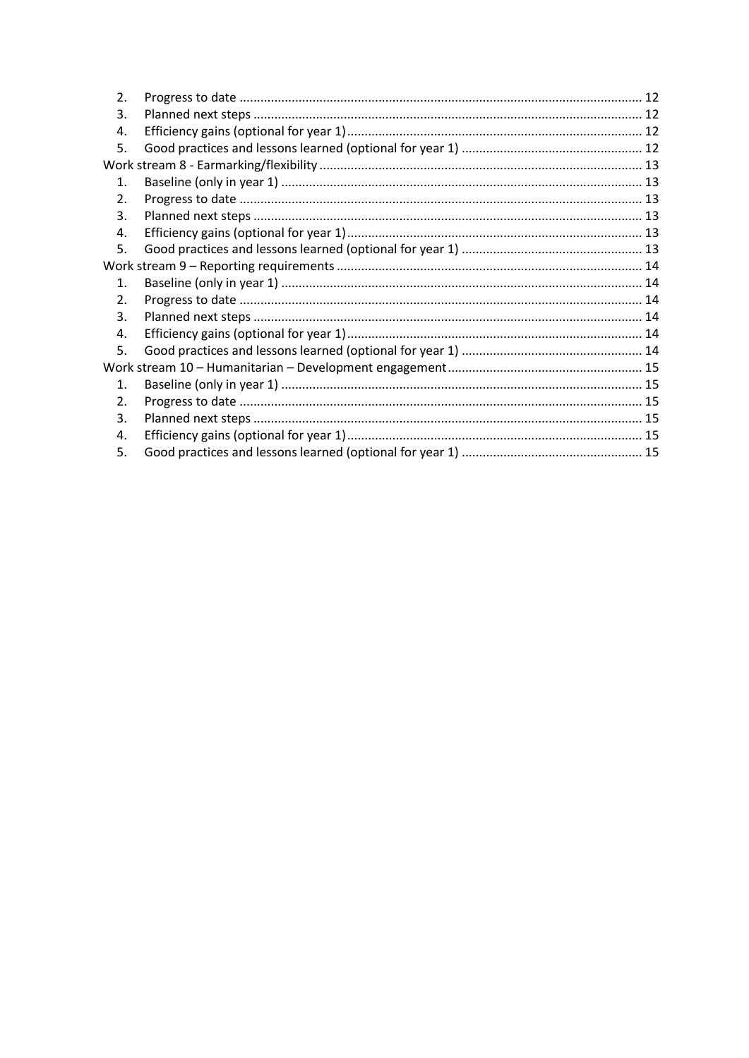2. Progress to date ..... 12
3. Planned next steps ..... 12
4. Efficiency gains (optional for year 1) ..... 12
5. Good practices and lessons learned (optional for year 1) ..... 12

Work stream 8 - Earmarking/flexibility ..... 13

1. Baseline (only in year 1) ..... 13
2. Progress to date ..... 13
3. Planned next steps ..... 13
4. Efficiency gains (optional for year 1) ..... 13
5. Good practices and lessons learned (optional for year 1) ..... 13

Work stream 9 – Reporting requirements ..... 14

1. Baseline (only in year 1) ..... 14
2. Progress to date ..... 14
3. Planned next steps ..... 14
4. Efficiency gains (optional for year 1) ..... 14
5. Good practices and lessons learned (optional for year 1) ..... 14

Work stream 10 – Humanitarian – Development engagement ..... 15

1. Baseline (only in year 1) ..... 15
2. Progress to date ..... 15
3. Planned next steps ..... 15
4. Efficiency gains (optional for year 1) ..... 15
5. Good practices and lessons learned (optional for year 1) ..... 15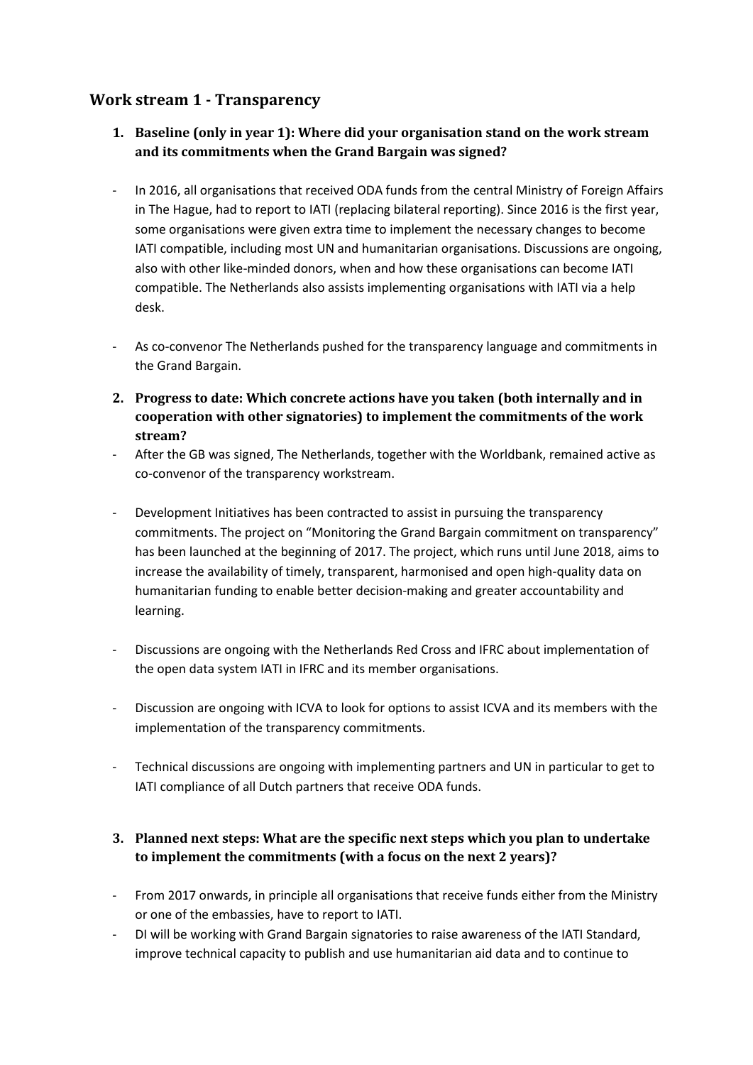## Work stream 1 - Transparency

### 1. Baseline (only in year 1): Where did your organisation stand on the work stream and its commitments when the Grand Bargain was signed?

- In 2016, all organisations that received ODA funds from the central Ministry of Foreign Affairs in The Hague, had to report to IATI (replacing bilateral reporting). Since 2016 is the first year, some organisations were given extra time to implement the necessary changes to become IATI compatible, including most UN and humanitarian organisations. Discussions are ongoing, also with other like-minded donors, when and how these organisations can become IATI compatible. The Netherlands also assists implementing organisations with IATI via a help desk.

- As co-convenor The Netherlands pushed for the transparency language and commitments in the Grand Bargain.

### 2. Progress to date: Which concrete actions have you taken (both internally and in cooperation with other signatories) to implement the commitments of the work stream?

- After the GB was signed, The Netherlands, together with the Worldbank, remained active as co-convenor of the transparency workstream.

- Development Initiatives has been contracted to assist in pursuing the transparency commitments. The project on "Monitoring the Grand Bargain commitment on transparency" has been launched at the beginning of 2017. The project, which runs until June 2018, aims to increase the availability of timely, transparent, harmonised and open high-quality data on humanitarian funding to enable better decision-making and greater accountability and learning.

- Discussions are ongoing with the Netherlands Red Cross and IFRC about implementation of the open data system IATI in IFRC and its member organisations.

- Discussion are ongoing with ICVA to look for options to assist ICVA and its members with the implementation of the transparency commitments.

- Technical discussions are ongoing with implementing partners and UN in particular to get to IATI compliance of all Dutch partners that receive ODA funds.

### 3. Planned next steps: What are the specific next steps which you plan to undertake to implement the commitments (with a focus on the next 2 years)?

- From 2017 onwards, in principle all organisations that receive funds either from the Ministry or one of the embassies, have to report to IATI.
- DI will be working with Grand Bargain signatories to raise awareness of the IATI Standard, improve technical capacity to publish and use humanitarian aid data and to continue to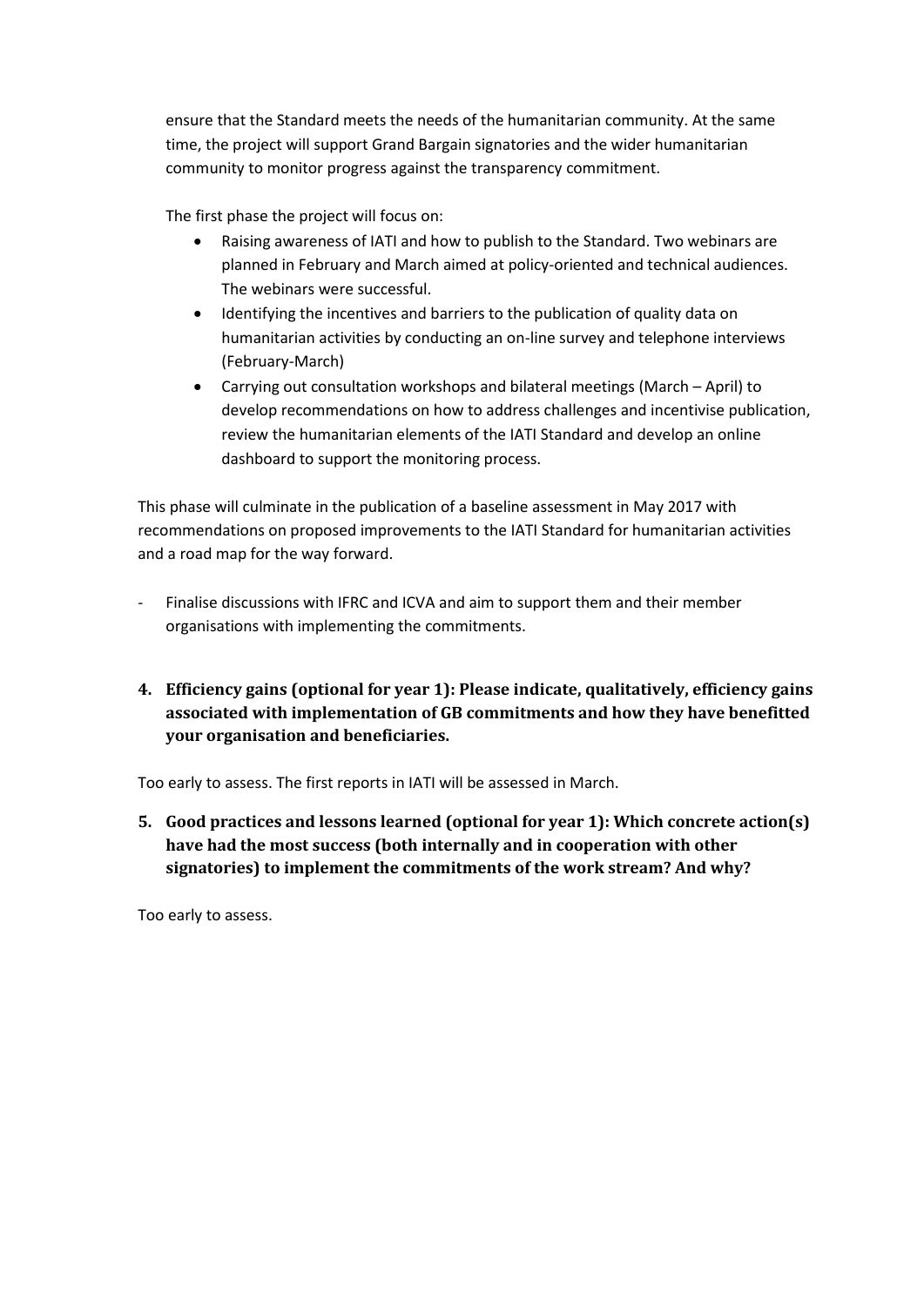ensure that the Standard meets the needs of the humanitarian community. At the same time, the project will support Grand Bargain signatories and the wider humanitarian community to monitor progress against the transparency commitment.

The first phase the project will focus on:

- Raising awareness of IATI and how to publish to the Standard. Two webinars are planned in February and March aimed at policy-oriented and technical audiences. The webinars were successful.
- Identifying the incentives and barriers to the publication of quality data on humanitarian activities by conducting an on-line survey and telephone interviews (February-March)
- Carrying out consultation workshops and bilateral meetings (March – April) to develop recommendations on how to address challenges and incentivise publication, review the humanitarian elements of the IATI Standard and develop an online dashboard to support the monitoring process.

This phase will culminate in the publication of a baseline assessment in May 2017 with recommendations on proposed improvements to the IATI Standard for humanitarian activities and a road map for the way forward.

- Finalise discussions with IFRC and ICVA and aim to support them and their member organisations with implementing the commitments.

**4. Efficiency gains (optional for year 1): Please indicate, qualitatively, efficiency gains associated with implementation of GB commitments and how they have benefitted your organisation and beneficiaries.**

Too early to assess. The first reports in IATI will be assessed in March.

**5. Good practices and lessons learned (optional for year 1): Which concrete action(s) have had the most success (both internally and in cooperation with other signatories) to implement the commitments of the work stream? And why?**

Too early to assess.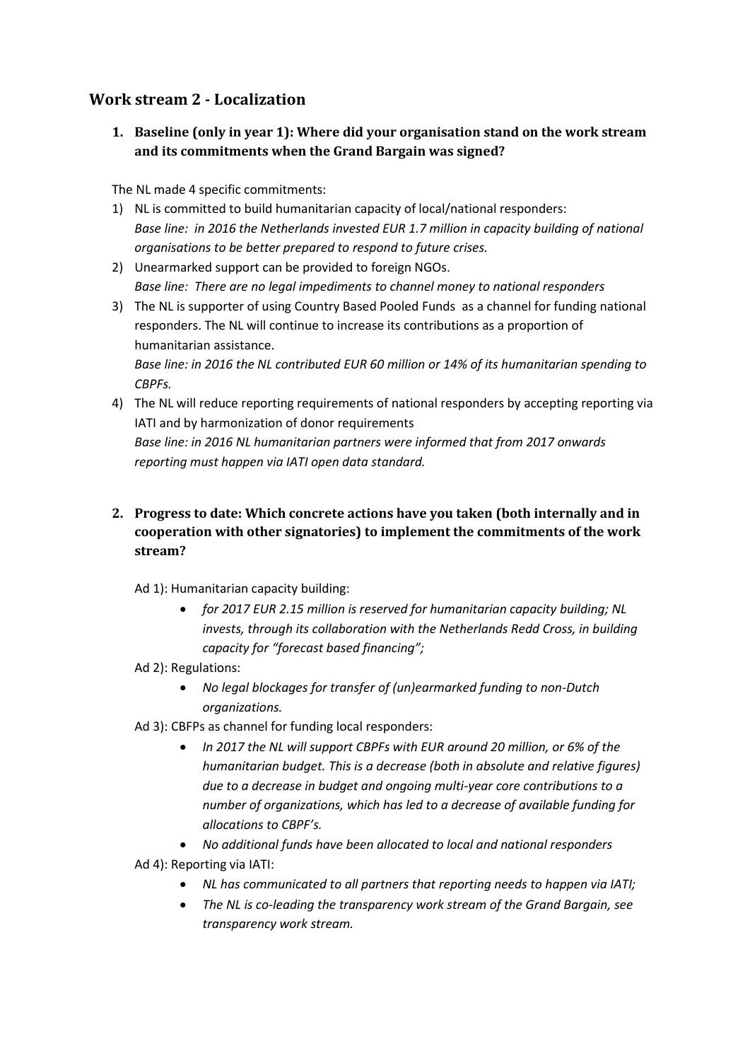## Work stream 2 - Localization

### 1. Baseline (only in year 1): Where did your organisation stand on the work stream and its commitments when the Grand Bargain was signed?

The NL made 4 specific commitments:

1) NL is committed to build humanitarian capacity of local/national responders:
   *Base line: in 2016 the Netherlands invested EUR 1.7 million in capacity building of national organisations to be better prepared to respond to future crises.*
2) Unearmarked support can be provided to foreign NGOs.
   *Base line: There are no legal impediments to channel money to national responders*
3) The NL is supporter of using Country Based Pooled Funds as a channel for funding national responders. The NL will continue to increase its contributions as a proportion of humanitarian assistance.
   *Base line: in 2016 the NL contributed EUR 60 million or 14% of its humanitarian spending to CBPFs.*
4) The NL will reduce reporting requirements of national responders by accepting reporting via IATI and by harmonization of donor requirements
   *Base line: in 2016 NL humanitarian partners were informed that from 2017 onwards reporting must happen via IATI open data standard.*

### 2. Progress to date: Which concrete actions have you taken (both internally and in cooperation with other signatories) to implement the commitments of the work stream?

Ad 1): Humanitarian capacity building:

- *for 2017 EUR 2.15 million is reserved for humanitarian capacity building; NL invests, through its collaboration with the Netherlands Redd Cross, in building capacity for "forecast based financing";*

Ad 2): Regulations:

- *No legal blockages for transfer of (un)earmarked funding to non-Dutch organizations.*

Ad 3): CBFPs as channel for funding local responders:

- *In 2017 the NL will support CBPFs with EUR around 20 million, or 6% of the humanitarian budget. This is a decrease (both in absolute and relative figures) due to a decrease in budget and ongoing multi-year core contributions to a number of organizations, which has led to a decrease of available funding for allocations to CBPF's.*
- *No additional funds have been allocated to local and national responders*

Ad 4): Reporting via IATI:

- *NL has communicated to all partners that reporting needs to happen via IATI;*
- *The NL is co-leading the transparency work stream of the Grand Bargain, see transparency work stream.*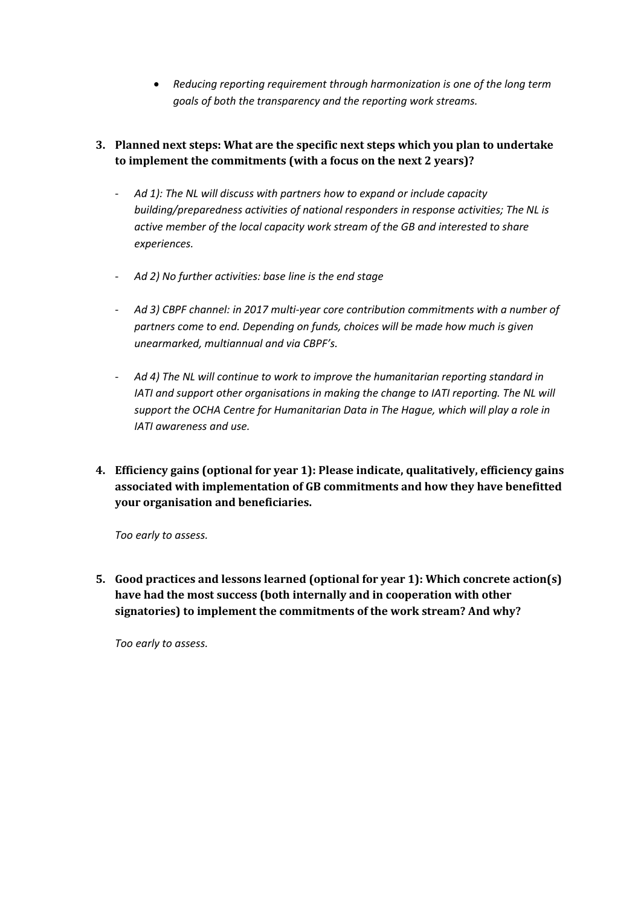- *Reducing reporting requirement through harmonization is one of the long term goals of both the transparency and the reporting work streams.*

3. **Planned next steps: What are the specific next steps which you plan to undertake to implement the commitments (with a focus on the next 2 years)?**

   - *Ad 1): The NL will discuss with partners how to expand or include capacity building/preparedness activities of national responders in response activities; The NL is active member of the local capacity work stream of the GB and interested to share experiences.*

   - *Ad 2) No further activities: base line is the end stage*

   - *Ad 3) CBPF channel: in 2017 multi-year core contribution commitments with a number of partners come to end. Depending on funds, choices will be made how much is given unearmarked, multiannual and via CBPF's.*

   - *Ad 4) The NL will continue to work to improve the humanitarian reporting standard in IATI and support other organisations in making the change to IATI reporting. The NL will support the OCHA Centre for Humanitarian Data in The Hague, which will play a role in IATI awareness and use.*

4. **Efficiency gains (optional for year 1): Please indicate, qualitatively, efficiency gains associated with implementation of GB commitments and how they have benefitted your organisation and beneficiaries.**

   *Too early to assess.*

5. **Good practices and lessons learned (optional for year 1): Which concrete action(s) have had the most success (both internally and in cooperation with other signatories) to implement the commitments of the work stream? And why?**

   *Too early to assess.*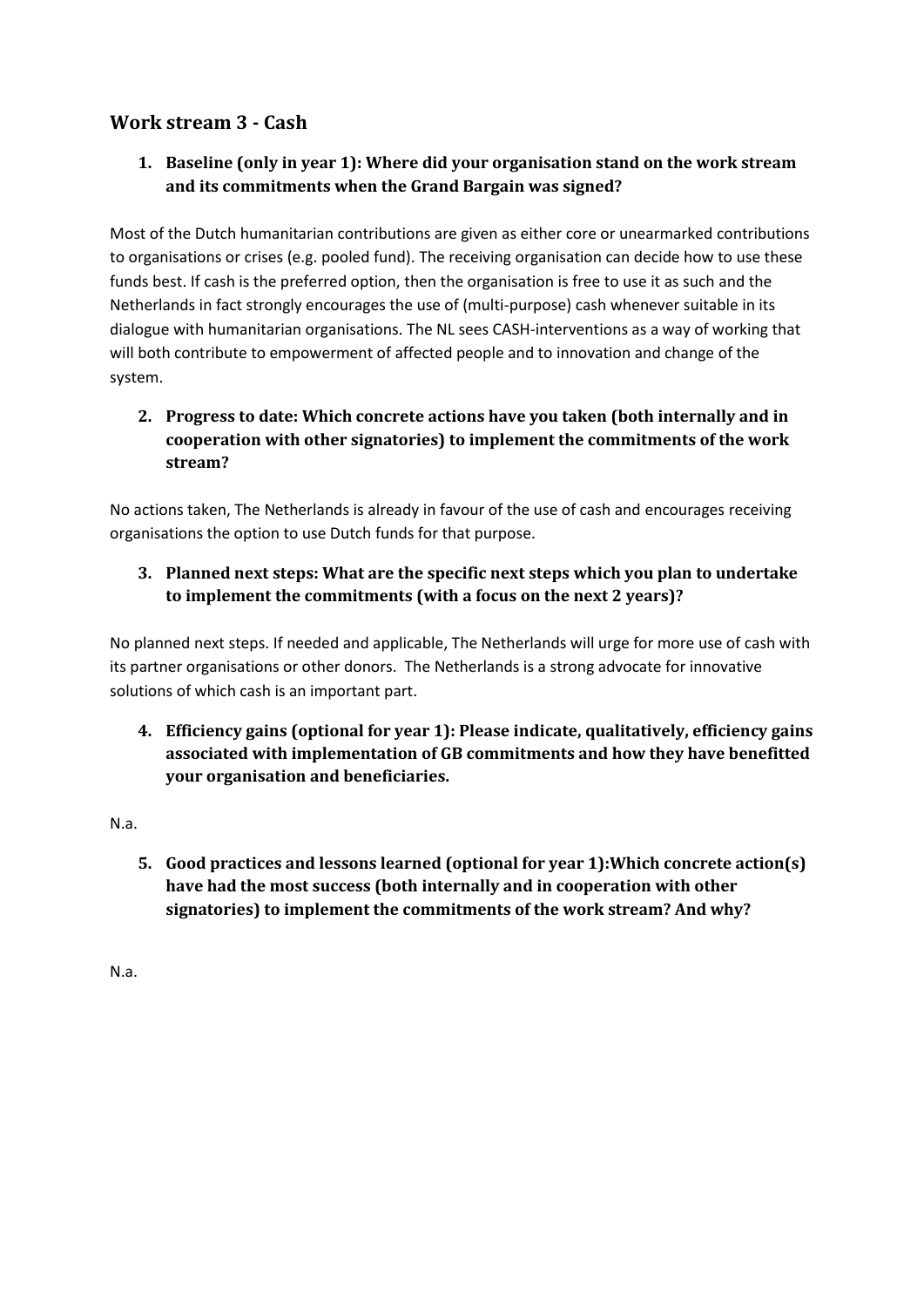## Work stream 3 - Cash

1. **Baseline (only in year 1): Where did your organisation stand on the work stream and its commitments when the Grand Bargain was signed?**

Most of the Dutch humanitarian contributions are given as either core or unearmarked contributions to organisations or crises (e.g. pooled fund). The receiving organisation can decide how to use these funds best. If cash is the preferred option, then the organisation is free to use it as such and the Netherlands in fact strongly encourages the use of (multi-purpose) cash whenever suitable in its dialogue with humanitarian organisations. The NL sees CASH-interventions as a way of working that will both contribute to empowerment of affected people and to innovation and change of the system.

2. **Progress to date: Which concrete actions have you taken (both internally and in cooperation with other signatories) to implement the commitments of the work stream?**

No actions taken, The Netherlands is already in favour of the use of cash and encourages receiving organisations the option to use Dutch funds for that purpose.

3. **Planned next steps: What are the specific next steps which you plan to undertake to implement the commitments (with a focus on the next 2 years)?**

No planned next steps. If needed and applicable, The Netherlands will urge for more use of cash with its partner organisations or other donors. The Netherlands is a strong advocate for innovative solutions of which cash is an important part.

4. **Efficiency gains (optional for year 1): Please indicate, qualitatively, efficiency gains associated with implementation of GB commitments and how they have benefitted your organisation and beneficiaries.**

N.a.

5. **Good practices and lessons learned (optional for year 1):Which concrete action(s) have had the most success (both internally and in cooperation with other signatories) to implement the commitments of the work stream? And why?**

N.a.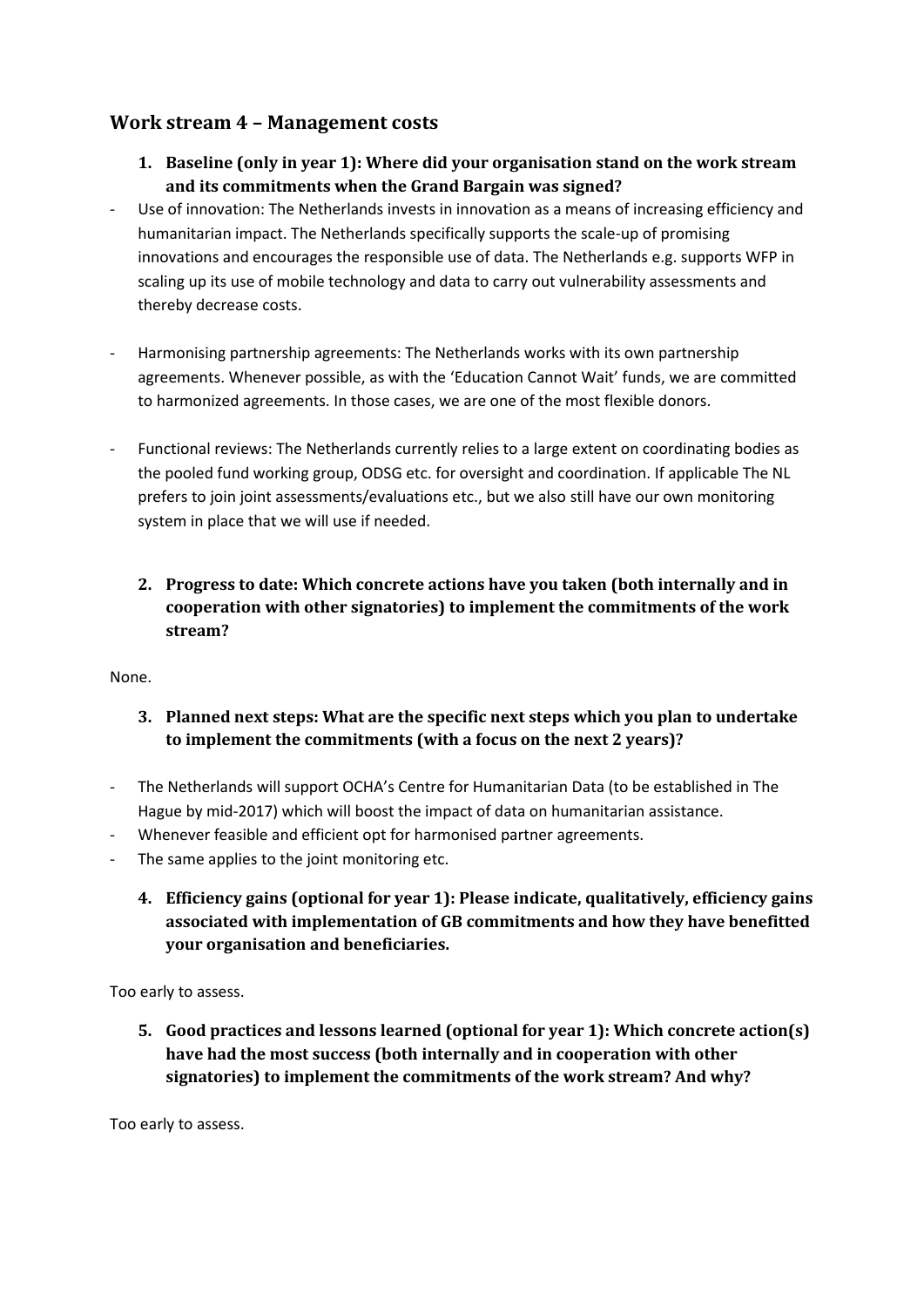## Work stream 4 – Management costs

1. **Baseline (only in year 1): Where did your organisation stand on the work stream and its commitments when the Grand Bargain was signed?**

- Use of innovation: The Netherlands invests in innovation as a means of increasing efficiency and humanitarian impact. The Netherlands specifically supports the scale-up of promising innovations and encourages the responsible use of data. The Netherlands e.g. supports WFP in scaling up its use of mobile technology and data to carry out vulnerability assessments and thereby decrease costs.

- Harmonising partnership agreements: The Netherlands works with its own partnership agreements. Whenever possible, as with the 'Education Cannot Wait' funds, we are committed to harmonized agreements. In those cases, we are one of the most flexible donors.

- Functional reviews: The Netherlands currently relies to a large extent on coordinating bodies as the pooled fund working group, ODSG etc. for oversight and coordination. If applicable The NL prefers to join joint assessments/evaluations etc., but we also still have our own monitoring system in place that we will use if needed.

2. **Progress to date: Which concrete actions have you taken (both internally and in cooperation with other signatories) to implement the commitments of the work stream?**

None.

3. **Planned next steps: What are the specific next steps which you plan to undertake to implement the commitments (with a focus on the next 2 years)?**

- The Netherlands will support OCHA's Centre for Humanitarian Data (to be established in The Hague by mid-2017) which will boost the impact of data on humanitarian assistance.
- Whenever feasible and efficient opt for harmonised partner agreements.
- The same applies to the joint monitoring etc.

4. **Efficiency gains (optional for year 1): Please indicate, qualitatively, efficiency gains associated with implementation of GB commitments and how they have benefitted your organisation and beneficiaries.**

Too early to assess.

5. **Good practices and lessons learned (optional for year 1): Which concrete action(s) have had the most success (both internally and in cooperation with other signatories) to implement the commitments of the work stream? And why?**

Too early to assess.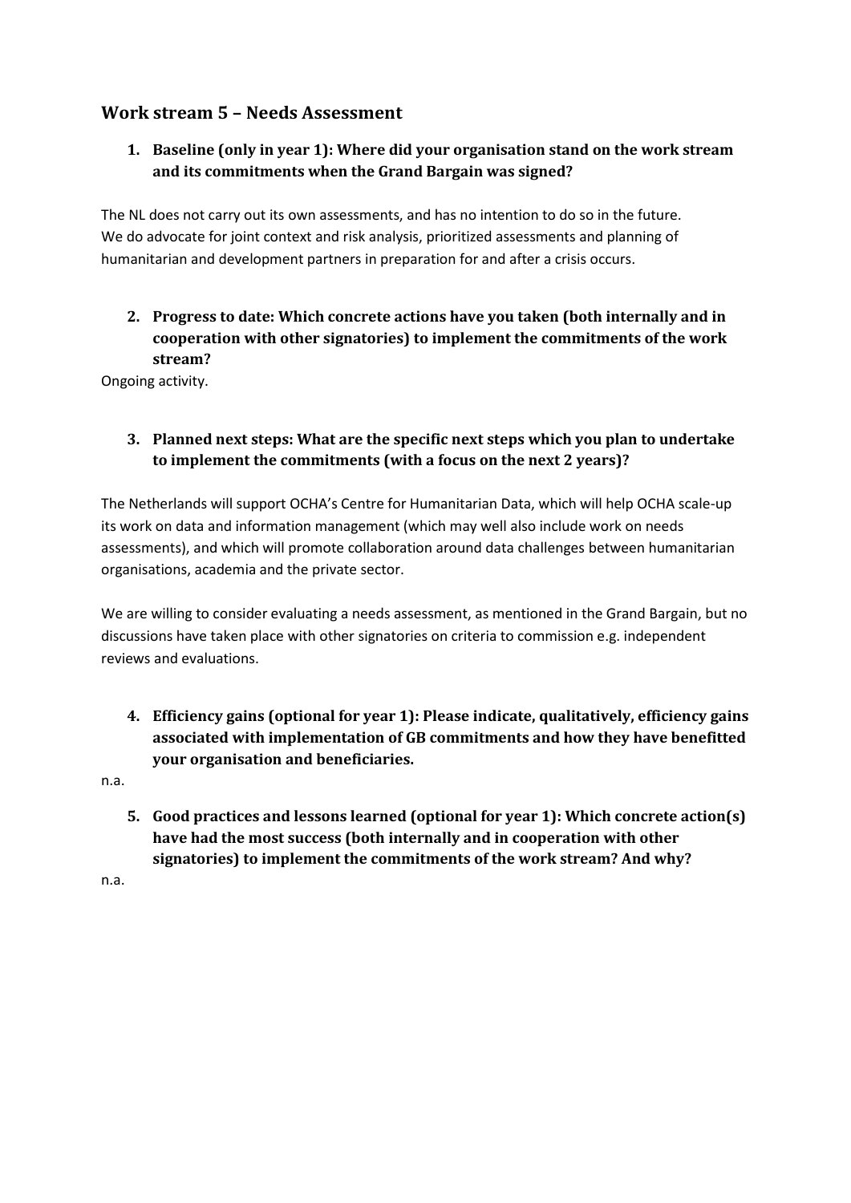## Work stream 5 – Needs Assessment

1. **Baseline (only in year 1): Where did your organisation stand on the work stream and its commitments when the Grand Bargain was signed?**

The NL does not carry out its own assessments, and has no intention to do so in the future. We do advocate for joint context and risk analysis, prioritized assessments and planning of humanitarian and development partners in preparation for and after a crisis occurs.

2. **Progress to date: Which concrete actions have you taken (both internally and in cooperation with other signatories) to implement the commitments of the work stream?**

Ongoing activity.

3. **Planned next steps: What are the specific next steps which you plan to undertake to implement the commitments (with a focus on the next 2 years)?**

The Netherlands will support OCHA's Centre for Humanitarian Data, which will help OCHA scale-up its work on data and information management (which may well also include work on needs assessments), and which will promote collaboration around data challenges between humanitarian organisations, academia and the private sector.

We are willing to consider evaluating a needs assessment, as mentioned in the Grand Bargain, but no discussions have taken place with other signatories on criteria to commission e.g. independent reviews and evaluations.

4. **Efficiency gains (optional for year 1): Please indicate, qualitatively, efficiency gains associated with implementation of GB commitments and how they have benefitted your organisation and beneficiaries.**

n.a.

5. **Good practices and lessons learned (optional for year 1): Which concrete action(s) have had the most success (both internally and in cooperation with other signatories) to implement the commitments of the work stream? And why?**

n.a.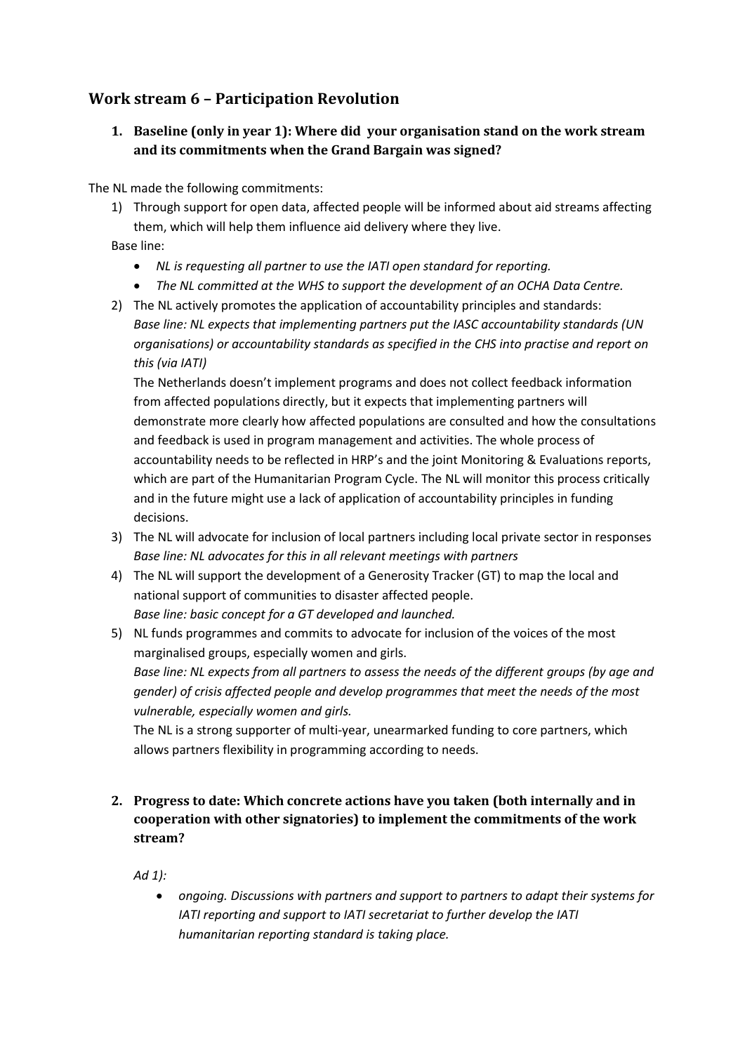## Work stream 6 – Participation Revolution

### 1. Baseline (only in year 1): Where did your organisation stand on the work stream and its commitments when the Grand Bargain was signed?

The NL made the following commitments:

1) Through support for open data, affected people will be informed about aid streams affecting them, which will help them influence aid delivery where they live.

   Base line:

   - *NL is requesting all partner to use the IATI open standard for reporting.*
   - *The NL committed at the WHS to support the development of an OCHA Data Centre.*

2) The NL actively promotes the application of accountability principles and standards:
   *Base line: NL expects that implementing partners put the IASC accountability standards (UN organisations) or accountability standards as specified in the CHS into practise and report on this (via IATI)*

   The Netherlands doesn't implement programs and does not collect feedback information from affected populations directly, but it expects that implementing partners will demonstrate more clearly how affected populations are consulted and how the consultations and feedback is used in program management and activities. The whole process of accountability needs to be reflected in HRP's and the joint Monitoring & Evaluations reports, which are part of the Humanitarian Program Cycle. The NL will monitor this process critically and in the future might use a lack of application of accountability principles in funding decisions.

3) The NL will advocate for inclusion of local partners including local private sector in responses
   *Base line: NL advocates for this in all relevant meetings with partners*

4) The NL will support the development of a Generosity Tracker (GT) to map the local and national support of communities to disaster affected people.
   *Base line: basic concept for a GT developed and launched.*

5) NL funds programmes and commits to advocate for inclusion of the voices of the most marginalised groups, especially women and girls.
   *Base line: NL expects from all partners to assess the needs of the different groups (by age and gender) of crisis affected people and develop programmes that meet the needs of the most vulnerable, especially women and girls.*

   The NL is a strong supporter of multi-year, unearmarked funding to core partners, which allows partners flexibility in programming according to needs.

### 2. Progress to date: Which concrete actions have you taken (both internally and in cooperation with other signatories) to implement the commitments of the work stream?

*Ad 1):*

- *ongoing. Discussions with partners and support to partners to adapt their systems for IATI reporting and support to IATI secretariat to further develop the IATI humanitarian reporting standard is taking place.*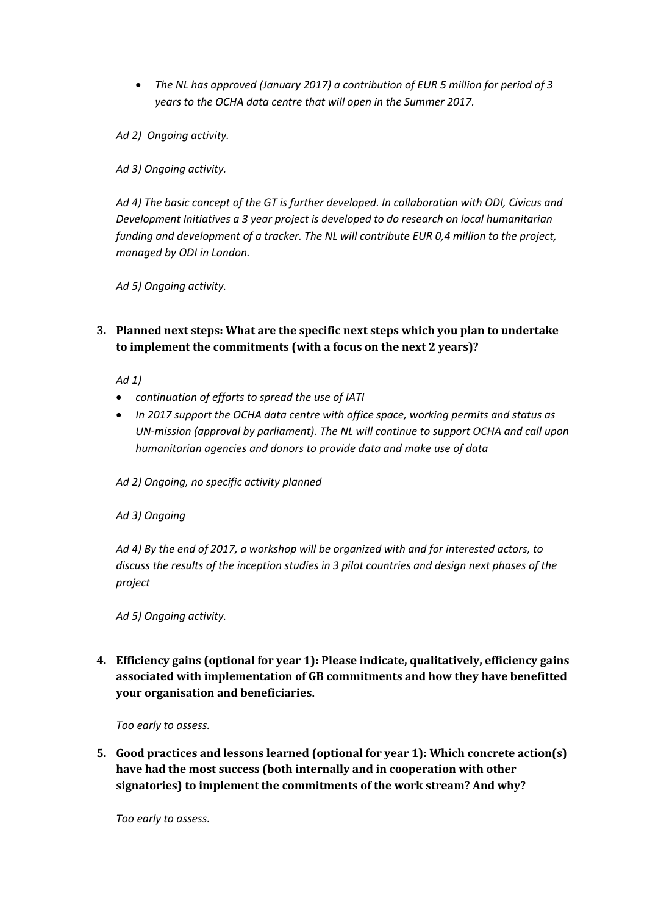- *The NL has approved (January 2017) a contribution of EUR 5 million for period of 3 years to the OCHA data centre that will open in the Summer 2017.*

*Ad 2) Ongoing activity.*

*Ad 3) Ongoing activity.*

*Ad 4) The basic concept of the GT is further developed. In collaboration with ODI, Civicus and Development Initiatives a 3 year project is developed to do research on local humanitarian funding and development of a tracker. The NL will contribute EUR 0,4 million to the project, managed by ODI in London.*

*Ad 5) Ongoing activity.*

**3. Planned next steps: What are the specific next steps which you plan to undertake to implement the commitments (with a focus on the next 2 years)?**

*Ad 1)*

- *continuation of efforts to spread the use of IATI*
- *In 2017 support the OCHA data centre with office space, working permits and status as UN-mission (approval by parliament). The NL will continue to support OCHA and call upon humanitarian agencies and donors to provide data and make use of data*

*Ad 2) Ongoing, no specific activity planned*

*Ad 3) Ongoing*

*Ad 4) By the end of 2017, a workshop will be organized with and for interested actors, to discuss the results of the inception studies in 3 pilot countries and design next phases of the project*

*Ad 5) Ongoing activity.*

**4. Efficiency gains (optional for year 1): Please indicate, qualitatively, efficiency gains associated with implementation of GB commitments and how they have benefitted your organisation and beneficiaries.**

*Too early to assess.*

**5. Good practices and lessons learned (optional for year 1): Which concrete action(s) have had the most success (both internally and in cooperation with other signatories) to implement the commitments of the work stream? And why?**

*Too early to assess.*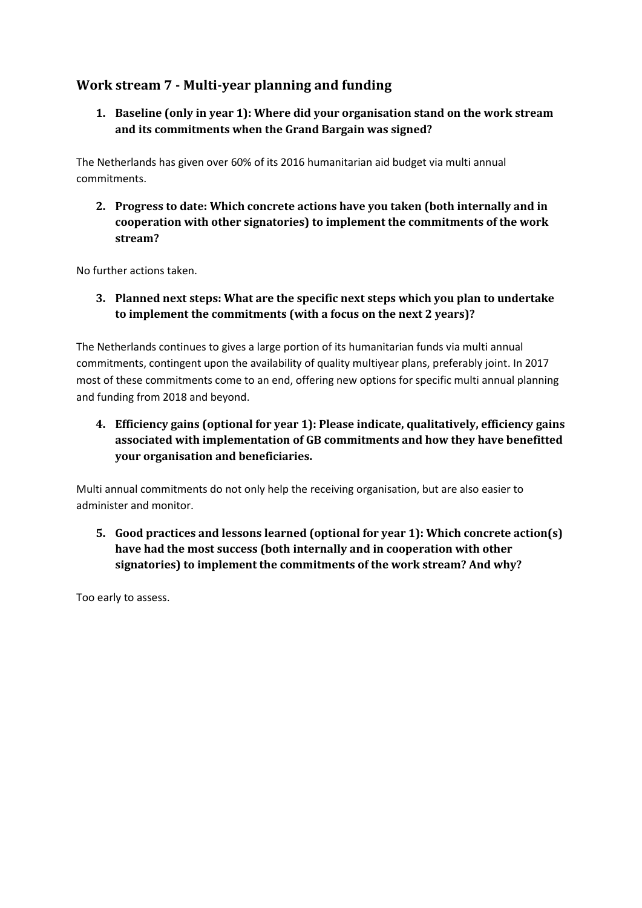## Work stream 7 - Multi-year planning and funding

1. **Baseline (only in year 1): Where did your organisation stand on the work stream and its commitments when the Grand Bargain was signed?**

The Netherlands has given over 60% of its 2016 humanitarian aid budget via multi annual commitments.

2. **Progress to date: Which concrete actions have you taken (both internally and in cooperation with other signatories) to implement the commitments of the work stream?**

No further actions taken.

3. **Planned next steps: What are the specific next steps which you plan to undertake to implement the commitments (with a focus on the next 2 years)?**

The Netherlands continues to gives a large portion of its humanitarian funds via multi annual commitments, contingent upon the availability of quality multiyear plans, preferably joint. In 2017 most of these commitments come to an end, offering new options for specific multi annual planning and funding from 2018 and beyond.

4. **Efficiency gains (optional for year 1): Please indicate, qualitatively, efficiency gains associated with implementation of GB commitments and how they have benefitted your organisation and beneficiaries.**

Multi annual commitments do not only help the receiving organisation, but are also easier to administer and monitor.

5. **Good practices and lessons learned (optional for year 1): Which concrete action(s) have had the most success (both internally and in cooperation with other signatories) to implement the commitments of the work stream? And why?**

Too early to assess.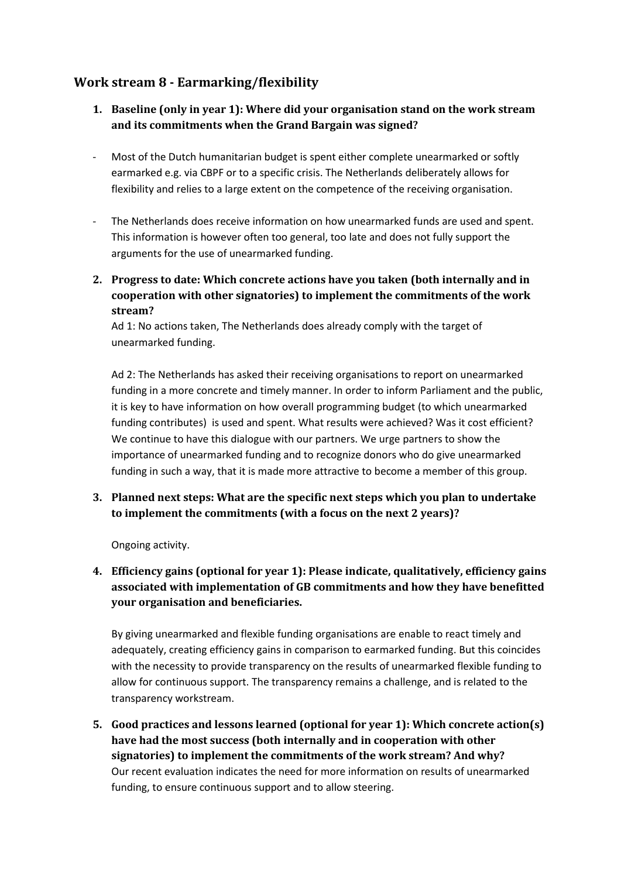## Work stream 8 - Earmarking/flexibility

1. **Baseline (only in year 1): Where did your organisation stand on the work stream and its commitments when the Grand Bargain was signed?**

- Most of the Dutch humanitarian budget is spent either complete unearmarked or softly earmarked e.g. via CBPF or to a specific crisis. The Netherlands deliberately allows for flexibility and relies to a large extent on the competence of the receiving organisation.
- The Netherlands does receive information on how unearmarked funds are used and spent. This information is however often too general, too late and does not fully support the arguments for the use of unearmarked funding.

2. **Progress to date: Which concrete actions have you taken (both internally and in cooperation with other signatories) to implement the commitments of the work stream?**

   Ad 1: No actions taken, The Netherlands does already comply with the target of unearmarked funding.

   Ad 2: The Netherlands has asked their receiving organisations to report on unearmarked funding in a more concrete and timely manner. In order to inform Parliament and the public, it is key to have information on how overall programming budget (to which unearmarked funding contributes) is used and spent. What results were achieved? Was it cost efficient? We continue to have this dialogue with our partners. We urge partners to show the importance of unearmarked funding and to recognize donors who do give unearmarked funding in such a way, that it is made more attractive to become a member of this group.

3. **Planned next steps: What are the specific next steps which you plan to undertake to implement the commitments (with a focus on the next 2 years)?**

   Ongoing activity.

4. **Efficiency gains (optional for year 1): Please indicate, qualitatively, efficiency gains associated with implementation of GB commitments and how they have benefitted your organisation and beneficiaries.**

   By giving unearmarked and flexible funding organisations are enable to react timely and adequately, creating efficiency gains in comparison to earmarked funding. But this coincides with the necessity to provide transparency on the results of unearmarked flexible funding to allow for continuous support. The transparency remains a challenge, and is related to the transparency workstream.

5. **Good practices and lessons learned (optional for year 1): Which concrete action(s) have had the most success (both internally and in cooperation with other signatories) to implement the commitments of the work stream? And why?**

   Our recent evaluation indicates the need for more information on results of unearmarked funding, to ensure continuous support and to allow steering.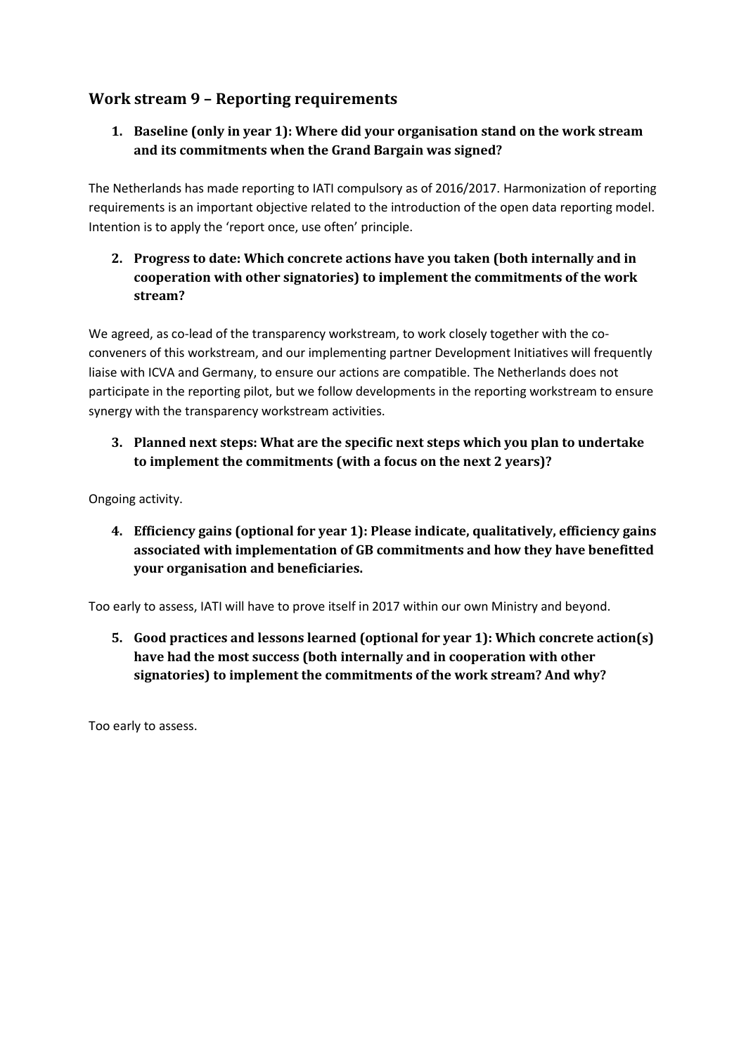## Work stream 9 – Reporting requirements

1. **Baseline (only in year 1): Where did your organisation stand on the work stream and its commitments when the Grand Bargain was signed?**

The Netherlands has made reporting to IATI compulsory as of 2016/2017. Harmonization of reporting requirements is an important objective related to the introduction of the open data reporting model. Intention is to apply the 'report once, use often' principle.

2. **Progress to date: Which concrete actions have you taken (both internally and in cooperation with other signatories) to implement the commitments of the work stream?**

We agreed, as co-lead of the transparency workstream, to work closely together with the co-conveners of this workstream, and our implementing partner Development Initiatives will frequently liaise with ICVA and Germany, to ensure our actions are compatible. The Netherlands does not participate in the reporting pilot, but we follow developments in the reporting workstream to ensure synergy with the transparency workstream activities.

3. **Planned next steps: What are the specific next steps which you plan to undertake to implement the commitments (with a focus on the next 2 years)?**

Ongoing activity.

4. **Efficiency gains (optional for year 1): Please indicate, qualitatively, efficiency gains associated with implementation of GB commitments and how they have benefitted your organisation and beneficiaries.**

Too early to assess, IATI will have to prove itself in 2017 within our own Ministry and beyond.

5. **Good practices and lessons learned (optional for year 1): Which concrete action(s) have had the most success (both internally and in cooperation with other signatories) to implement the commitments of the work stream? And why?**

Too early to assess.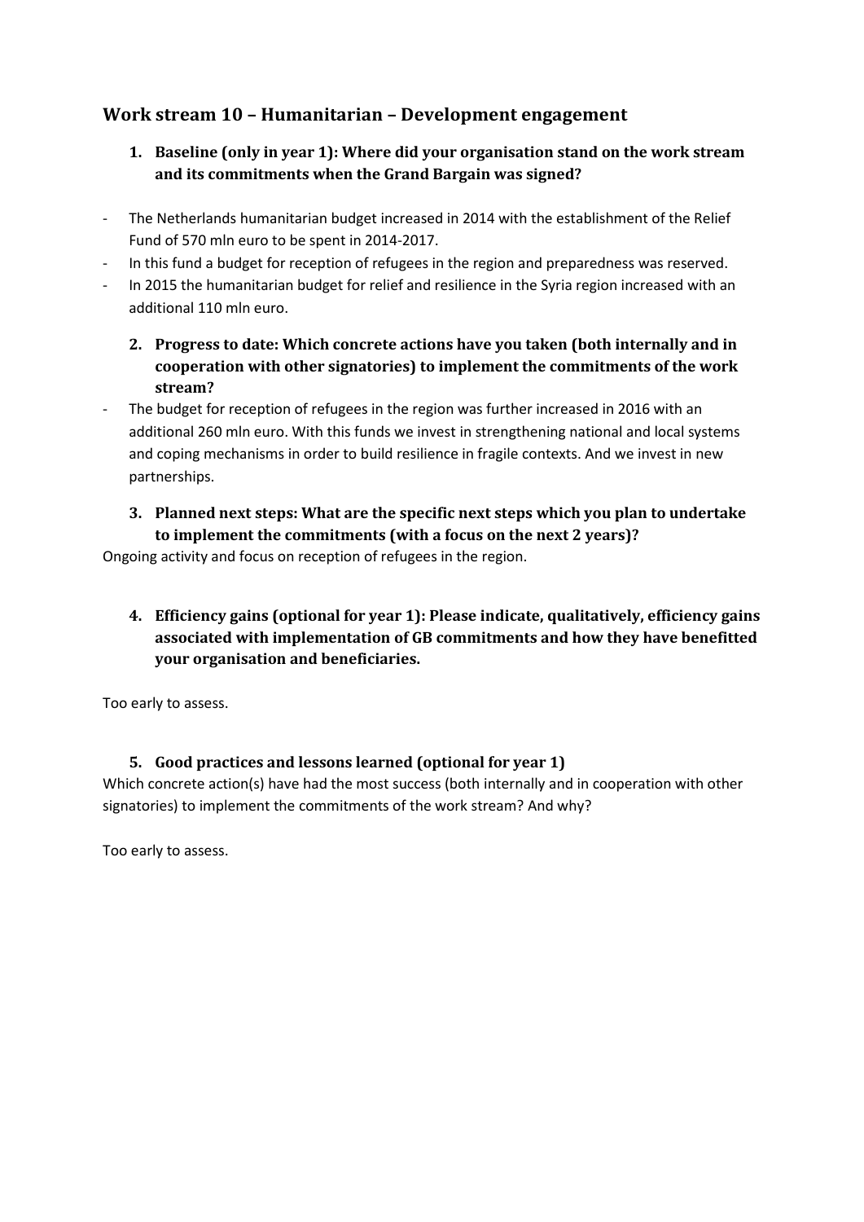## Work stream 10 – Humanitarian – Development engagement

**1. Baseline (only in year 1): Where did your organisation stand on the work stream and its commitments when the Grand Bargain was signed?**

- The Netherlands humanitarian budget increased in 2014 with the establishment of the Relief Fund of 570 mln euro to be spent in 2014-2017.
- In this fund a budget for reception of refugees in the region and preparedness was reserved.
- In 2015 the humanitarian budget for relief and resilience in the Syria region increased with an additional 110 mln euro.

**2. Progress to date: Which concrete actions have you taken (both internally and in cooperation with other signatories) to implement the commitments of the work stream?**

- The budget for reception of refugees in the region was further increased in 2016 with an additional 260 mln euro. With this funds we invest in strengthening national and local systems and coping mechanisms in order to build resilience in fragile contexts. And we invest in new partnerships.

**3. Planned next steps: What are the specific next steps which you plan to undertake to implement the commitments (with a focus on the next 2 years)?**

Ongoing activity and focus on reception of refugees in the region.

**4. Efficiency gains (optional for year 1): Please indicate, qualitatively, efficiency gains associated with implementation of GB commitments and how they have benefitted your organisation and beneficiaries.**

Too early to assess.

**5. Good practices and lessons learned (optional for year 1)**

Which concrete action(s) have had the most success (both internally and in cooperation with other signatories) to implement the commitments of the work stream? And why?

Too early to assess.